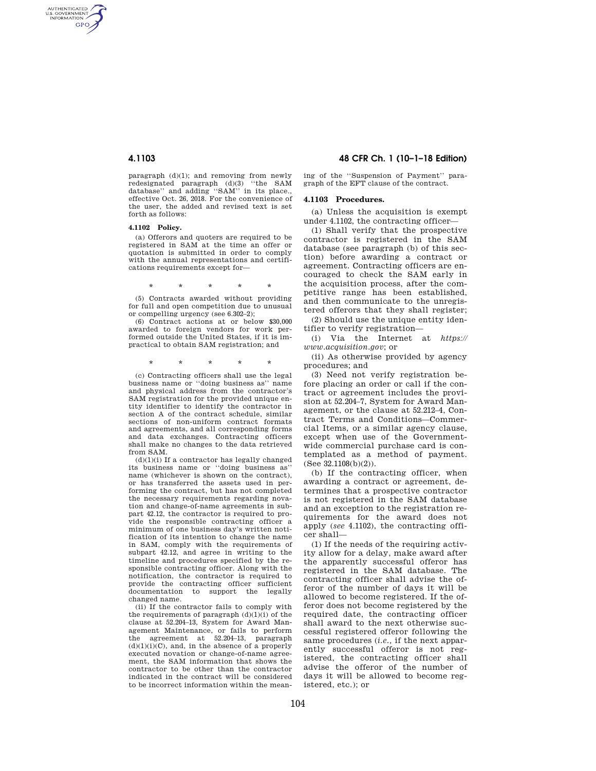paragraph (d)(1); and removing from newly redesignated paragraph (d)(3) ''the SAM database'' and adding ''SAM'' in its place., effective Oct. 26, 2018. For the convenience of the user, the added and revised text is set forth as follows:

**4.1102 Policy.**

(a) Offerors and quoters are required to be registered in SAM at the time an offer or quotation is submitted in order to comply with the annual representations and certifications requirements except for—

\* \* \* \* \*

(5) Contracts awarded without providing for full and open competition due to unusual or compelling urgency (see 6.302–2);

(6) Contract actions at or below $30,000 awarded to foreign vendors for work performed outside the United States, if it is impractical to obtain SAM registration; and

\* \* \* \* \*

(c) Contracting officers shall use the legal business name or ''doing business as'' name and physical address from the contractor's SAM registration for the provided unique entity identifier to identify the contractor in section A of the contract schedule, similar sections of non-uniform contract formats and agreements, and all corresponding forms and data exchanges. Contracting officers shall make no changes to the data retrieved from SAM.

(d)(1)(i) If a contractor has legally changed its business name or ''doing business as'' name (whichever is shown on the contract), or has transferred the assets used in performing the contract, but has not completed the necessary requirements regarding novation and change-of-name agreements in subpart 42.12, the contractor is required to provide the responsible contracting officer a minimum of one business day's written notification of its intention to change the name in SAM, comply with the requirements of subpart 42.12, and agree in writing to the timeline and procedures specified by the responsible contracting officer. Along with the notification, the contractor is required to provide the contracting officer sufficient documentation to support the legally changed name.

(ii) If the contractor fails to comply with the requirements of paragraph (d)(1)(i) of the clause at 52.204–13, System for Award Management Maintenance, or fails to perform the agreement at 52.204–13, paragraph (d)(1)(i)(C), and, in the absence of a properly executed novation or change-of-name agreement, the SAM information that shows the contractor to be other than the contractor indicated in the contract will be considered to be incorrect information within the meaning of the ''Suspension of Payment'' paragraph of the EFT clause of the contract.

## 4.1103 Procedures.

(a) Unless the acquisition is exempt under 4.1102, the contracting officer—

(1) Shall verify that the prospective contractor is registered in the SAM database (see paragraph (b) of this section) before awarding a contract or agreement. Contracting officers are encouraged to check the SAM early in the acquisition process, after the competitive range has been established, and then communicate to the unregistered offerors that they shall register;

(2) Should use the unique entity identifier to verify registration—

(i) Via the Internet at *https://www.acquisition.gov*; or

(ii) As otherwise provided by agency procedures; and

(3) Need not verify registration before placing an order or call if the contract or agreement includes the provision at 52.204–7, System for Award Management, or the clause at 52.212–4, Contract Terms and Conditions—Commercial Items, or a similar agency clause, except when use of the Government-wide commercial purchase card is contemplated as a method of payment. (See 32.1108(b)(2)).

(b) If the contracting officer, when awarding a contract or agreement, determines that a prospective contractor is not registered in the SAM database and an exception to the registration requirements for the award does not apply (*see* 4.1102), the contracting officer shall—

(1) If the needs of the requiring activity allow for a delay, make award after the apparently successful offeror has registered in the SAM database. The contracting officer shall advise the offeror of the number of days it will be allowed to become registered. If the offeror does not become registered by the required date, the contracting officer shall award to the next otherwise successful registered offeror following the same procedures (*i.e.*, if the next apparently successful offeror is not registered, the contracting officer shall advise the offeror of the number of days it will be allowed to become registered, etc.); or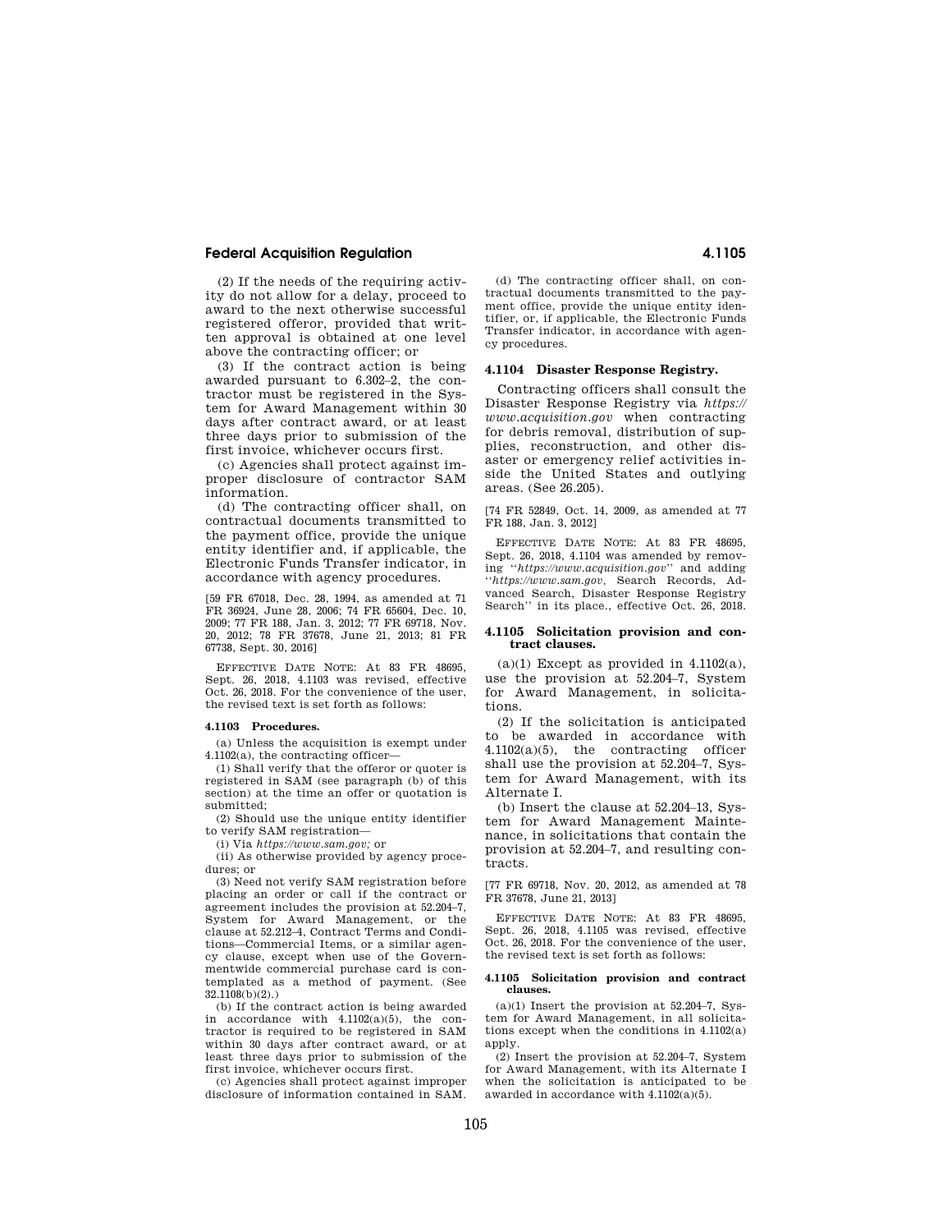(2) If the needs of the requiring activity do not allow for a delay, proceed to award to the next otherwise successful registered offeror, provided that written approval is obtained at one level above the contracting officer; or

(3) If the contract action is being awarded pursuant to 6.302–2, the contractor must be registered in the System for Award Management within 30 days after contract award, or at least three days prior to submission of the first invoice, whichever occurs first.

(c) Agencies shall protect against improper disclosure of contractor SAM information.

(d) The contracting officer shall, on contractual documents transmitted to the payment office, provide the unique entity identifier and, if applicable, the Electronic Funds Transfer indicator, in accordance with agency procedures.

[59 FR 67018, Dec. 28, 1994, as amended at 71 FR 36924, June 28, 2006; 74 FR 65604, Dec. 10, 2009; 77 FR 188, Jan. 3, 2012; 77 FR 69718, Nov. 20, 2012; 78 FR 37678, June 21, 2013; 81 FR 67738, Sept. 30, 2016]

EFFECTIVE DATE NOTE: At 83 FR 48695, Sept. 26, 2018, 4.1103 was revised, effective Oct. 26, 2018. For the convenience of the user, the revised text is set forth as follows:

**4.1103 Procedures.**

(a) Unless the acquisition is exempt under 4.1102(a), the contracting officer—

(1) Shall verify that the offeror or quoter is registered in SAM (see paragraph (b) of this section) at the time an offer or quotation is submitted;

(2) Should use the unique entity identifier to verify SAM registration—

(i) Via *https://www.sam.gov;* or

(ii) As otherwise provided by agency procedures; or

(3) Need not verify SAM registration before placing an order or call if the contract or agreement includes the provision at 52.204–7, System for Award Management, or the clause at 52.212–4, Contract Terms and Conditions—Commercial Items, or a similar agency clause, except when use of the Governmentwide commercial purchase card is contemplated as a method of payment. (See 32.1108(b)(2).)

(b) If the contract action is being awarded in accordance with 4.1102(a)(5), the contractor is required to be registered in SAM within 30 days after contract award, or at least three days prior to submission of the first invoice, whichever occurs first.

(c) Agencies shall protect against improper disclosure of information contained in SAM.

(d) The contracting officer shall, on contractual documents transmitted to the payment office, provide the unique entity identifier, or, if applicable, the Electronic Funds Transfer indicator, in accordance with agency procedures.

### 4.1104 Disaster Response Registry.

Contracting officers shall consult the Disaster Response Registry via *https://www.acquisition.gov* when contracting for debris removal, distribution of supplies, reconstruction, and other disaster or emergency relief activities inside the United States and outlying areas. (See 26.205).

[74 FR 52849, Oct. 14, 2009, as amended at 77 FR 188, Jan. 3, 2012]

EFFECTIVE DATE NOTE: At 83 FR 48695, Sept. 26, 2018, 4.1104 was amended by removing ''*https://www.acquisition.gov*'' and adding ''*https://www.sam.gov,* Search Records, Advanced Search, Disaster Response Registry Search'' in its place., effective Oct. 26, 2018.

### 4.1105 Solicitation provision and contract clauses.

(a)(1) Except as provided in 4.1102(a), use the provision at 52.204–7, System for Award Management, in solicitations.

(2) If the solicitation is anticipated to be awarded in accordance with 4.1102(a)(5), the contracting officer shall use the provision at 52.204–7, System for Award Management, with its Alternate I.

(b) Insert the clause at 52.204–13, System for Award Management Maintenance, in solicitations that contain the provision at 52.204–7, and resulting contracts.

[77 FR 69718, Nov. 20, 2012, as amended at 78 FR 37678, June 21, 2013]

EFFECTIVE DATE NOTE: At 83 FR 48695, Sept. 26, 2018, 4.1105 was revised, effective Oct. 26, 2018. For the convenience of the user, the revised text is set forth as follows:

**4.1105 Solicitation provision and contract clauses.**

(a)(1) Insert the provision at 52.204–7, System for Award Management, in all solicitations except when the conditions in 4.1102(a) apply.

(2) Insert the provision at 52.204–7, System for Award Management, with its Alternate I when the solicitation is anticipated to be awarded in accordance with 4.1102(a)(5).